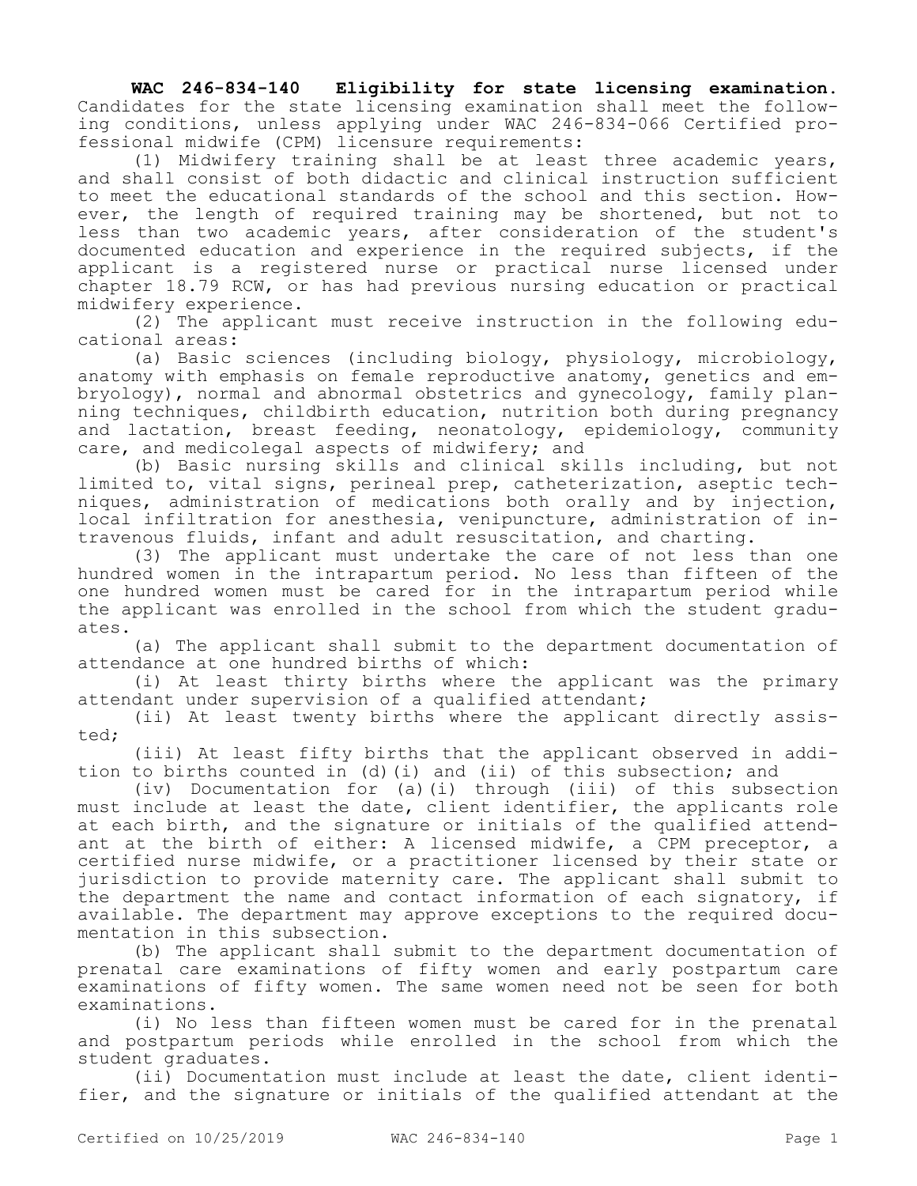**WAC 246-834-140 Eligibility for state licensing examination.** Candidates for the state licensing examination shall meet the following conditions, unless applying under WAC 246-834-066 Certified professional midwife (CPM) licensure requirements:

(1) Midwifery training shall be at least three academic years, and shall consist of both didactic and clinical instruction sufficient to meet the educational standards of the school and this section. However, the length of required training may be shortened, but not to less than two academic years, after consideration of the student's documented education and experience in the required subjects, if the applicant is a registered nurse or practical nurse licensed under chapter 18.79 RCW, or has had previous nursing education or practical midwifery experience.

(2) The applicant must receive instruction in the following educational areas:

(a) Basic sciences (including biology, physiology, microbiology, anatomy with emphasis on female reproductive anatomy, genetics and embryology), normal and abnormal obstetrics and gynecology, family planning techniques, childbirth education, nutrition both during pregnancy and lactation, breast feeding, neonatology, epidemiology, community care, and medicolegal aspects of midwifery; and

(b) Basic nursing skills and clinical skills including, but not limited to, vital signs, perineal prep, catheterization, aseptic techniques, administration of medications both orally and by injection, local infiltration for anesthesia, venipuncture, administration of intravenous fluids, infant and adult resuscitation, and charting.

(3) The applicant must undertake the care of not less than one hundred women in the intrapartum period. No less than fifteen of the one hundred women must be cared for in the intrapartum period while the applicant was enrolled in the school from which the student graduates.

(a) The applicant shall submit to the department documentation of attendance at one hundred births of which:

(i) At least thirty births where the applicant was the primary attendant under supervision of a qualified attendant;

(ii) At least twenty births where the applicant directly assisted;

(iii) At least fifty births that the applicant observed in addition to births counted in (d)(i) and (ii) of this subsection; and

(iv) Documentation for (a)(i) through (iii) of this subsection must include at least the date, client identifier, the applicants role at each birth, and the signature or initials of the qualified attendant at the birth of either: A licensed midwife, a CPM preceptor, a certified nurse midwife, or a practitioner licensed by their state or jurisdiction to provide maternity care. The applicant shall submit to the department the name and contact information of each signatory, if available. The department may approve exceptions to the required documentation in this subsection.

(b) The applicant shall submit to the department documentation of prenatal care examinations of fifty women and early postpartum care examinations of fifty women. The same women need not be seen for both examinations.

(i) No less than fifteen women must be cared for in the prenatal and postpartum periods while enrolled in the school from which the student graduates.

(ii) Documentation must include at least the date, client identifier, and the signature or initials of the qualified attendant at the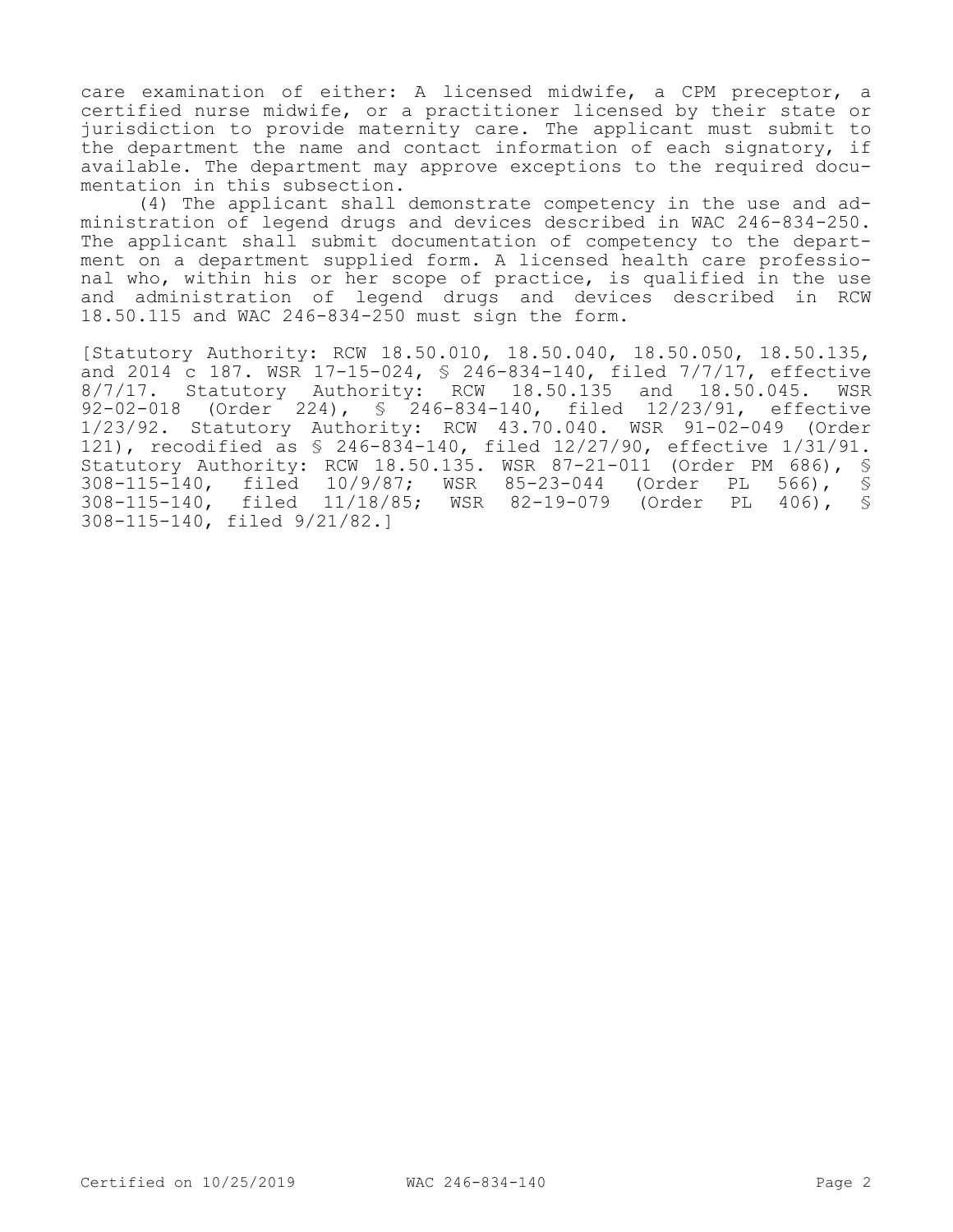care examination of either: A licensed midwife, a CPM preceptor, a certified nurse midwife, or a practitioner licensed by their state or jurisdiction to provide maternity care. The applicant must submit to the department the name and contact information of each signatory, if available. The department may approve exceptions to the required documentation in this subsection.

(4) The applicant shall demonstrate competency in the use and administration of legend drugs and devices described in WAC 246-834-250. The applicant shall submit documentation of competency to the department on a department supplied form. A licensed health care professional who, within his or her scope of practice, is qualified in the use and administration of legend drugs and devices described in RCW 18.50.115 and WAC 246-834-250 must sign the form.

[Statutory Authority: RCW 18.50.010, 18.50.040, 18.50.050, 18.50.135, and 2014 c 187. WSR 17-15-024, § 246-834-140, filed 7/7/17, effective 8/7/17. Statutory Authority: RCW 18.50.135 and 18.50.045. WSR 92-02-018 (Order 224), § 246-834-140, filed 12/23/91, effective 1/23/92. Statutory Authority: RCW 43.70.040. WSR 91-02-049 (Order 121), recodified as § 246-834-140, filed 12/27/90, effective 1/31/91. Statutory Authority: RCW 18.50.135. WSR 87-21-011 (Order PM 686), § 308-115-140, filed 10/9/87; WSR 85-23-044 (Order PL 566), § 308-115-140, filed 11/18/85; WSR 82-19-079 (Order PL 406), § 308-115-140, filed 9/21/82.]